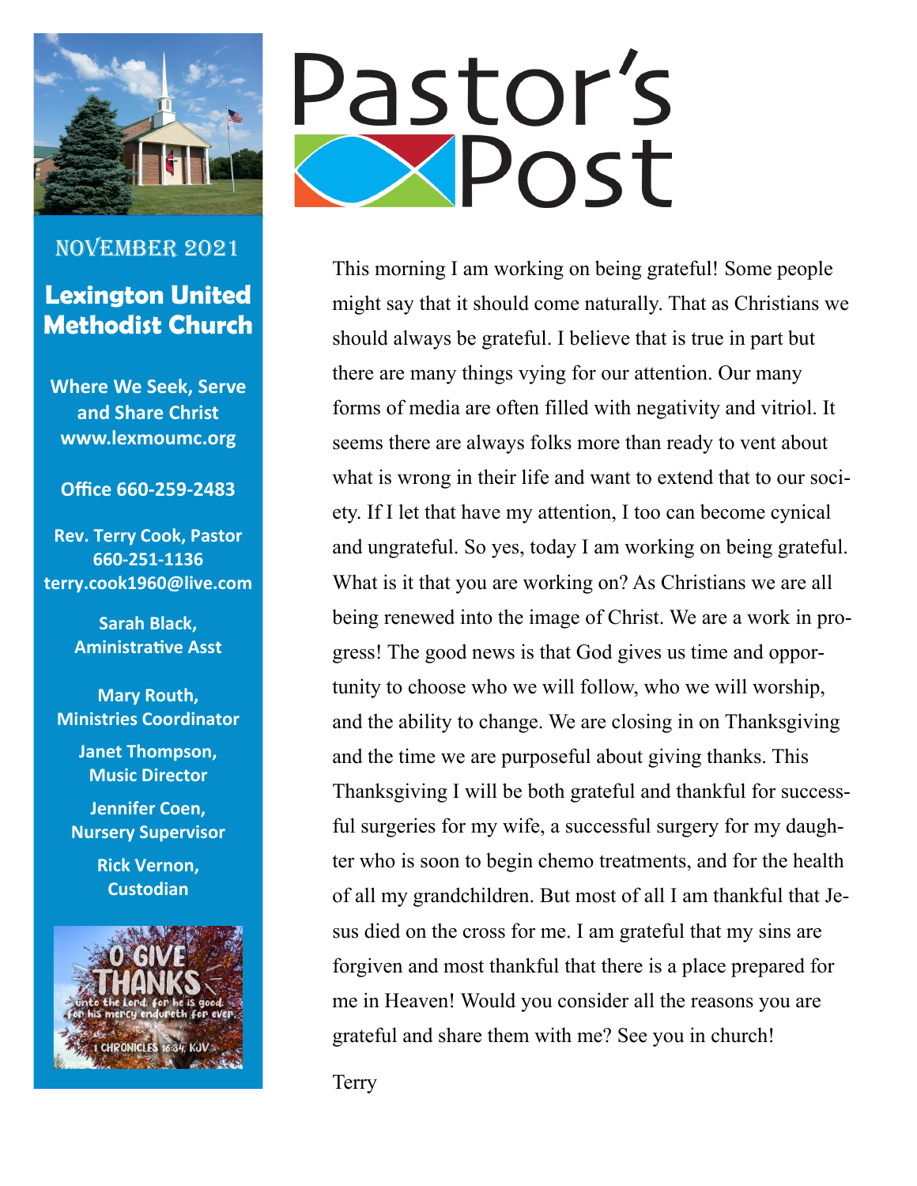# Pastor's Post

NOVEMBER 2021

## Lexington United Methodist Church

**Where We Seek, Serve and Share Christ**
**www.lexmoumc.org**

**Office 660-259-2483**

**Rev. Terry Cook, Pastor**
**660-251-1136**
**terry.cook1960@live.com**

**Sarah Black, Aministrative Asst**

**Mary Routh, Ministries Coordinator**

**Janet Thompson, Music Director**

**Jennifer Coen, Nursery Supervisor**

**Rick Vernon, Custodian**

O GIVE THANKS unto the Lord; for he is good; for his mercy endureth for ever. 1 CHRONICLES 16:34, KJV

This morning I am working on being grateful! Some people might say that it should come naturally. That as Christians we should always be grateful. I believe that is true in part but there are many things vying for our attention. Our many forms of media are often filled with negativity and vitriol. It seems there are always folks more than ready to vent about what is wrong in their life and want to extend that to our society. If I let that have my attention, I too can become cynical and ungrateful. So yes, today I am working on being grateful. What is it that you are working on? As Christians we are all being renewed into the image of Christ. We are a work in progress! The good news is that God gives us time and opportunity to choose who we will follow, who we will worship, and the ability to change. We are closing in on Thanksgiving and the time we are purposeful about giving thanks. This Thanksgiving I will be both grateful and thankful for successful surgeries for my wife, a successful surgery for my daughter who is soon to begin chemo treatments, and for the health of all my grandchildren. But most of all I am thankful that Jesus died on the cross for me. I am grateful that my sins are forgiven and most thankful that there is a place prepared for me in Heaven! Would you consider all the reasons you are grateful and share them with me? See you in church!

Terry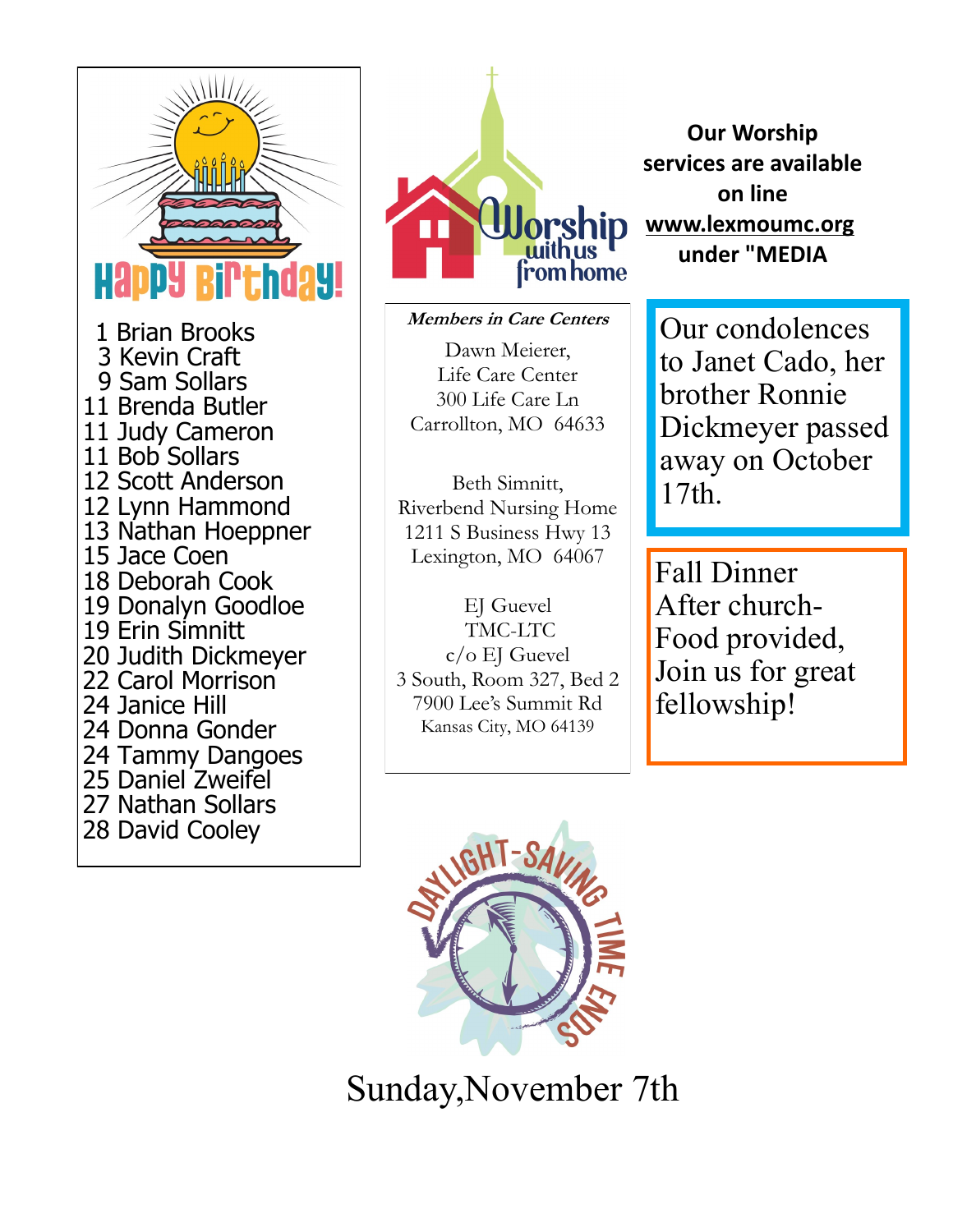## Happy Birthday!

1 Brian Brooks
3 Kevin Craft
9 Sam Sollars
11 Brenda Butler
11 Judy Cameron
11 Bob Sollars
12 Scott Anderson
12 Lynn Hammond
13 Nathan Hoeppner
15 Jace Coen
18 Deborah Cook
19 Donalyn Goodloe
19 Erin Simnitt
20 Judith Dickmeyer
22 Carol Morrison
24 Janice Hill
24 Donna Gonder
24 Tammy Dangoes
25 Daniel Zweifel
27 Nathan Sollars
28 David Cooley

Worship with us from home

**Our Worship services are available on line www.lexmoumc.org under "MEDIA**

***Members in Care Centers***

Dawn Meierer,
Life Care Center
300 Life Care Ln
Carrollton, MO 64633

Beth Simnitt,
Riverbend Nursing Home
1211 S Business Hwy 13
Lexington, MO 64067

EJ Guevel
TMC-LTC
c/o EJ Guevel
3 South, Room 327, Bed 2
7900 Lee's Summit Rd
Kansas City, MO 64139

Our condolences to Janet Cado, her brother Ronnie Dickmeyer passed away on October 17th.

Fall Dinner
After church-
Food provided,
Join us for great fellowship!

Daylight-Saving Time Ends

Sunday,November 7th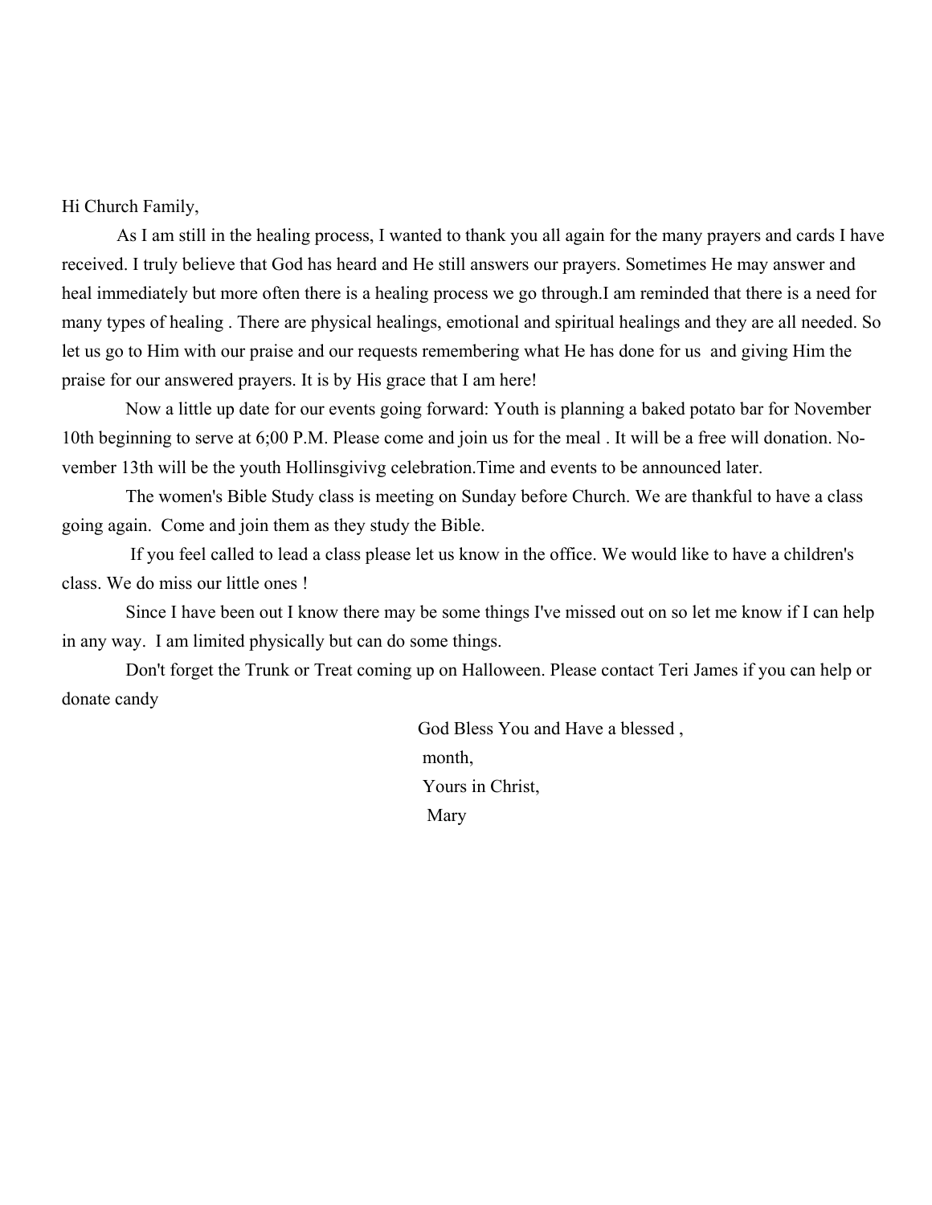Hi Church Family,

As I am still in the healing process, I wanted to thank you all again for the many prayers and cards I have received. I truly believe that God has heard and He still answers our prayers. Sometimes He may answer and heal immediately but more often there is a healing process we go through.I am reminded that there is a need for many types of healing . There are physical healings, emotional and spiritual healings and they are all needed. So let us go to Him with our praise and our requests remembering what He has done for us and giving Him the praise for our answered prayers. It is by His grace that I am here!

Now a little up date for our events going forward: Youth is planning a baked potato bar for November 10th beginning to serve at 6;00 P.M. Please come and join us for the meal . It will be a free will donation. November 13th will be the youth Hollinsgivivg celebration.Time and events to be announced later.

The women's Bible Study class is meeting on Sunday before Church. We are thankful to have a class going again. Come and join them as they study the Bible.

If you feel called to lead a class please let us know in the office. We would like to have a children's class. We do miss our little ones !

Since I have been out I know there may be some things I've missed out on so let me know if I can help in any way. I am limited physically but can do some things.

Don't forget the Trunk or Treat coming up on Halloween. Please contact Teri James if you can help or donate candy

God Bless You and Have a blessed ,
month,
Yours in Christ,
Mary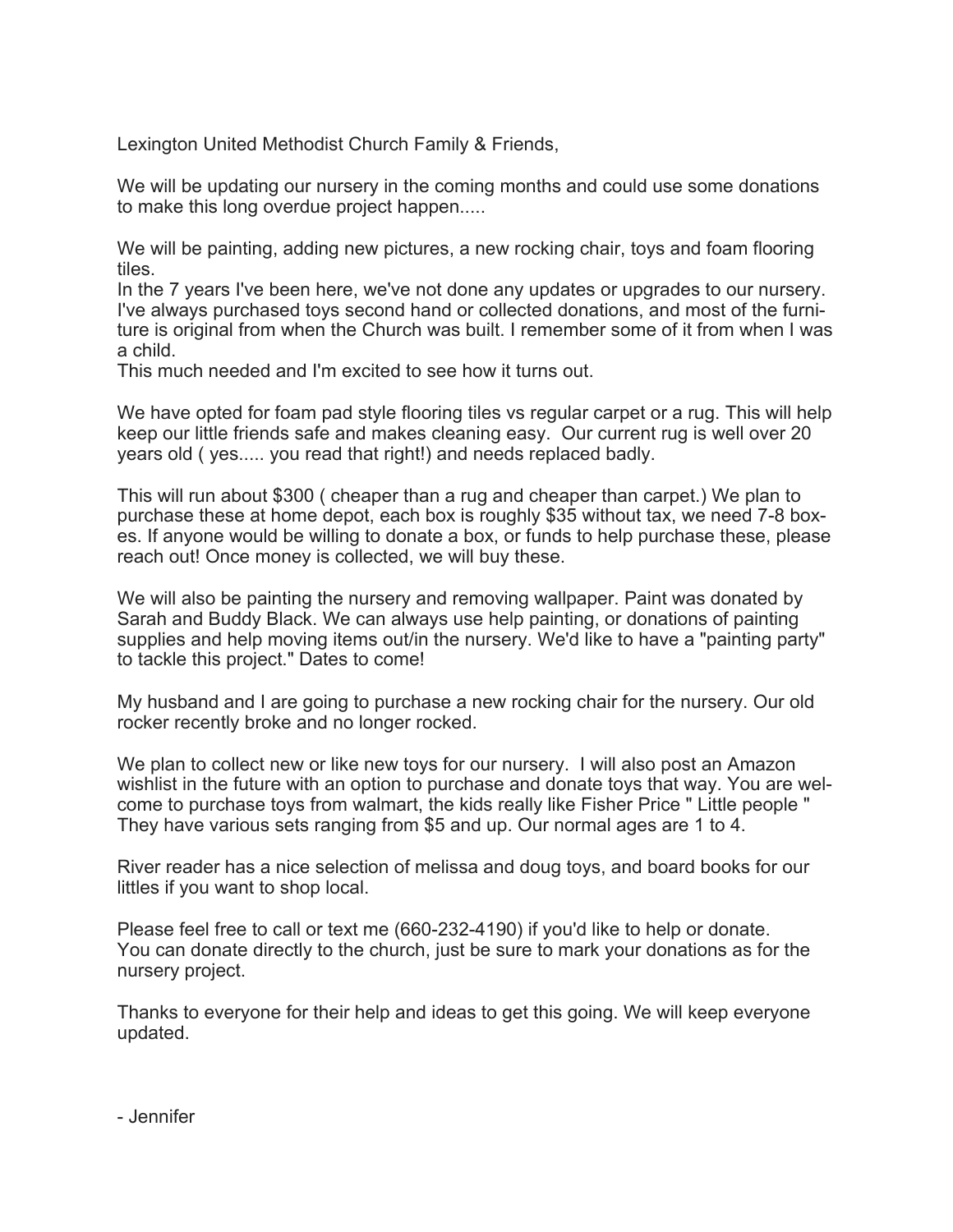Lexington United Methodist Church Family & Friends,

We will be updating our nursery in the coming months and could use some donations to make this long overdue project happen.....

We will be painting, adding new pictures, a new rocking chair, toys and foam flooring tiles.
In the 7 years I've been here, we've not done any updates or upgrades to our nursery. I've always purchased toys second hand or collected donations, and most of the furniture is original from when the Church was built. I remember some of it from when I was a child.
This much needed and I'm excited to see how it turns out.

We have opted for foam pad style flooring tiles vs regular carpet or a rug. This will help keep our little friends safe and makes cleaning easy. Our current rug is well over 20 years old ( yes..... you read that right!) and needs replaced badly.

This will run about $300 ( cheaper than a rug and cheaper than carpet.) We plan to purchase these at home depot, each box is roughly $35 without tax, we need 7-8 boxes. If anyone would be willing to donate a box, or funds to help purchase these, please reach out! Once money is collected, we will buy these.

We will also be painting the nursery and removing wallpaper. Paint was donated by Sarah and Buddy Black. We can always use help painting, or donations of painting supplies and help moving items out/in the nursery. We'd like to have a "painting party" to tackle this project." Dates to come!

My husband and I are going to purchase a new rocking chair for the nursery. Our old rocker recently broke and no longer rocked.

We plan to collect new or like new toys for our nursery. I will also post an Amazon wishlist in the future with an option to purchase and donate toys that way. You are welcome to purchase toys from walmart, the kids really like Fisher Price " Little people " They have various sets ranging from $5 and up. Our normal ages are 1 to 4.

River reader has a nice selection of melissa and doug toys, and board books for our littles if you want to shop local.

Please feel free to call or text me (660-232-4190) if you'd like to help or donate.
You can donate directly to the church, just be sure to mark your donations as for the nursery project.

Thanks to everyone for their help and ideas to get this going. We will keep everyone updated.

- Jennifer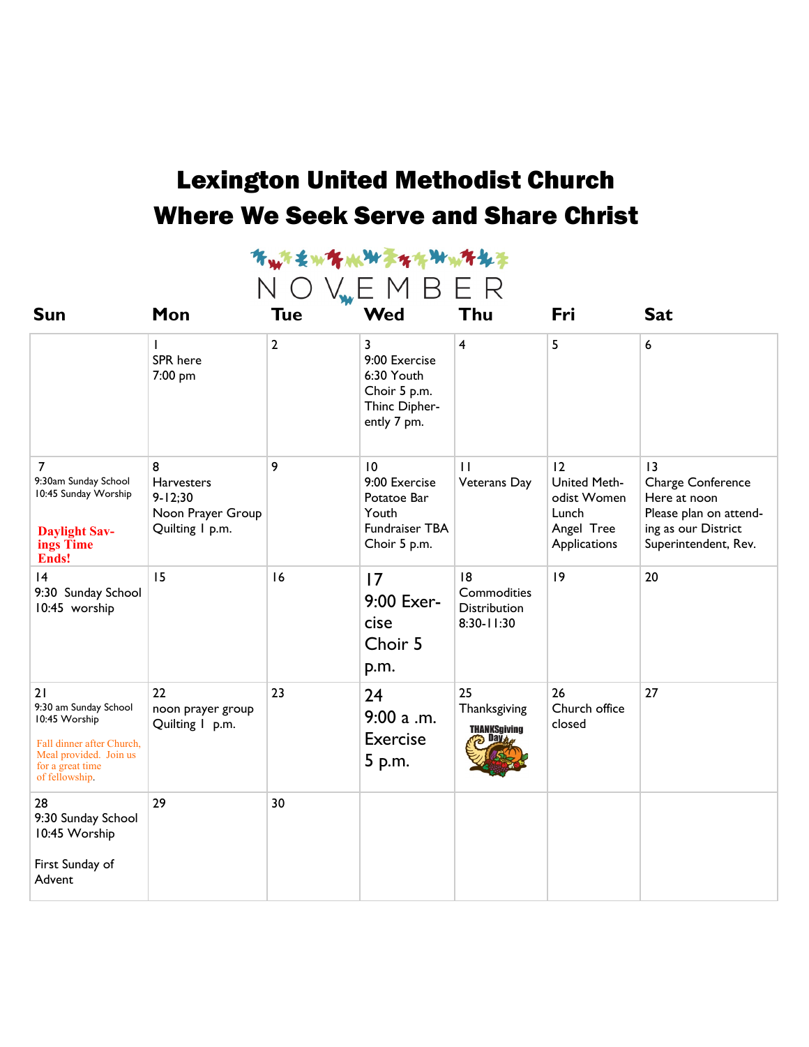# Lexington United Methodist Church
# Where We Seek Serve and Share Christ

NOVEMBER

| Sun | Mon | Tue | Wed | Thu | Fri | Sat |
|---|---|---|---|---|---|---|
| | 1<br>SPR here<br>7:00 pm | 2 | 3<br>9:00 Exercise<br>6:30 Youth<br>Choir 5 p.m.<br>Thinc Dipher-ently 7 pm. | 4 | 5 | 6 |
| 7<br>9:30am Sunday School<br>10:45 Sunday Worship<br><br>**Daylight Sav-ings Time Ends!** | 8<br>Harvesters<br>9-12;30<br>Noon Prayer Group<br>Quilting 1 p.m. | 9 | 10<br>9:00 Exercise<br>Potatoe Bar<br>Youth<br>Fundraiser TBA<br>Choir 5 p.m. | 11<br>Veterans Day | 12<br>United Meth-odist Women<br>Lunch<br>Angel Tree<br>Applications | 13<br>Charge Conference<br>Here at noon<br>Please plan on attend-ing as our District Superintendent, Rev. |
| 14<br>9:30 Sunday School<br>10:45 worship | 15 | 16 | 17<br>9:00 Exer-cise<br>Choir 5 p.m. | 18<br>Commodities<br>Distribution<br>8:30-11:30 | 19 | 20 |
| 21<br>9:30 am Sunday School<br>10:45 Worship<br><br>Fall dinner after Church, Meal provided. Join us for a great time of fellowship. | 22<br>noon prayer group<br>Quilting 1 p.m. | 23 | 24<br>9:00 a .m.<br>Exercise<br>5 p.m. | 25<br>Thanksgiving<br>THANKSgiving Day | 26<br>Church office closed | 27 |
| 28<br>9:30 Sunday School<br>10:45 Worship<br><br>First Sunday of Advent | 29 | 30 | | | | |